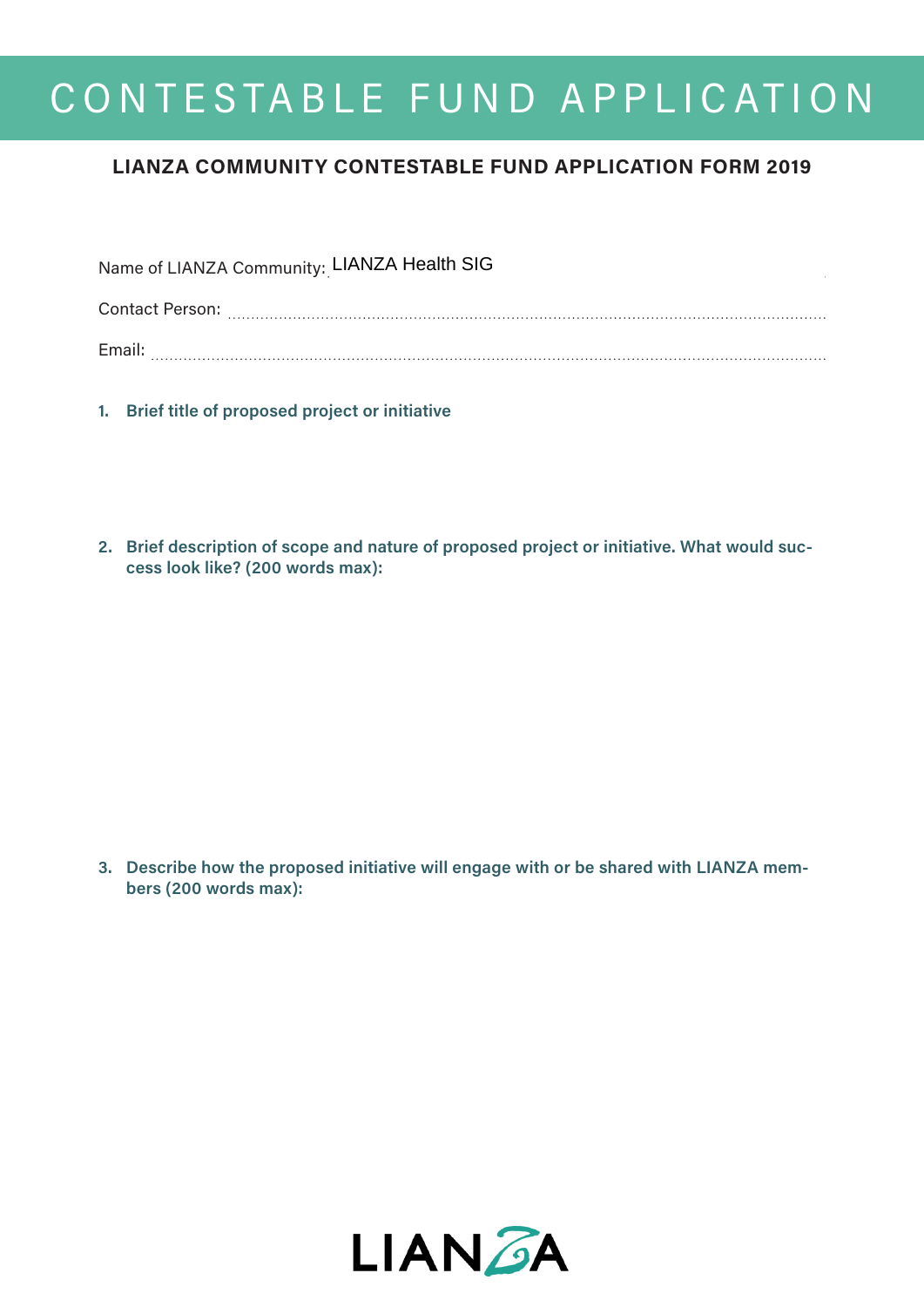# CONTESTABLE FUND APPLICATION

## LIANZA COMMUNITY CONTESTABLE FUND APPLICATION FORM 2019

Name of LIANZA Community: LIANZA Health SIG

Contact Person: ..........................................................................................................

Email: ......................................................................................................................

1. **Brief title of proposed project or initiative**

2. **Brief description of scope and nature of proposed project or initiative. What would success look like? (200 words max):**

3. **Describe how the proposed initiative will engage with or be shared with LIANZA members (200 words max):**

LIANZA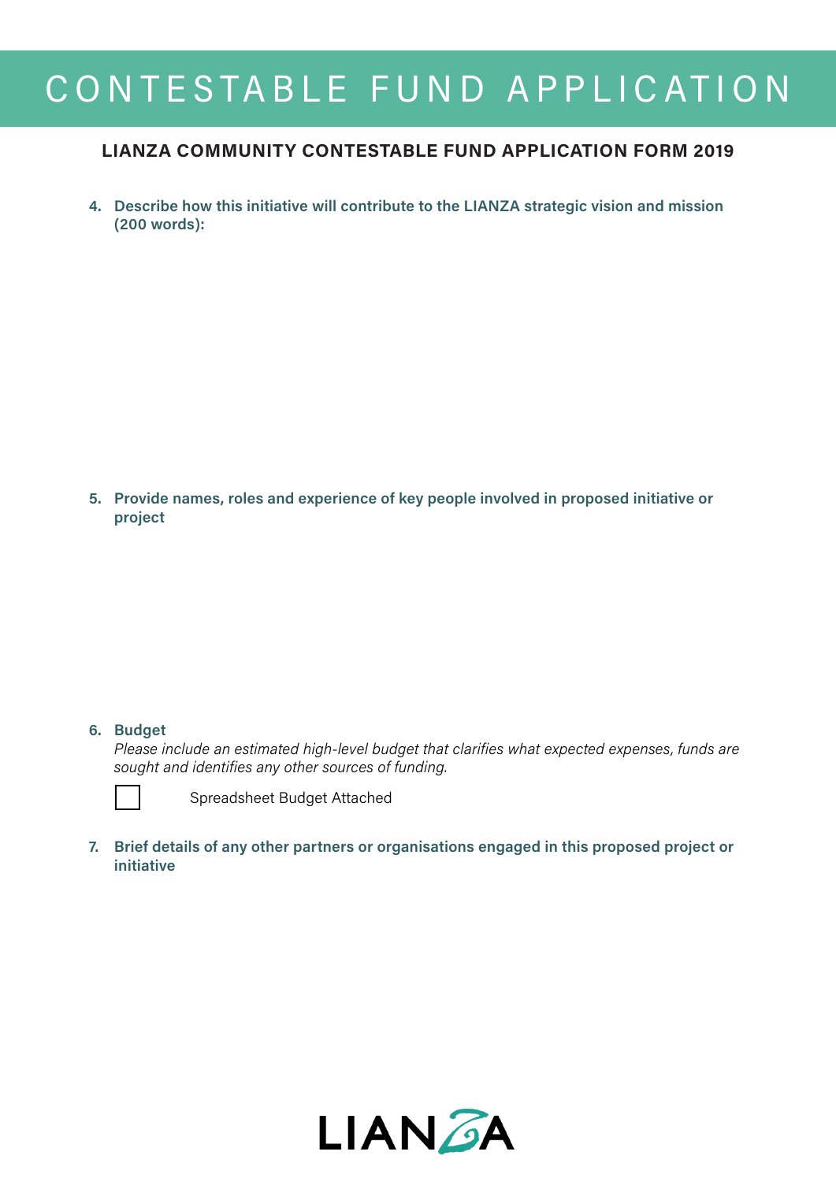# CONTESTABLE FUND APPLICATION

**LIANZA COMMUNITY CONTESTABLE FUND APPLICATION FORM 2019**

4. **Describe how this initiative will contribute to the LIANZA strategic vision and mission (200 words):**

5. **Provide names, roles and experience of key people involved in proposed initiative or project**

6. **Budget**
   *Please include an estimated high-level budget that clarifies what expected expenses, funds are sought and identifies any other sources of funding.*

   ☐ Spreadsheet Budget Attached

7. **Brief details of any other partners or organisations engaged in this proposed project or initiative**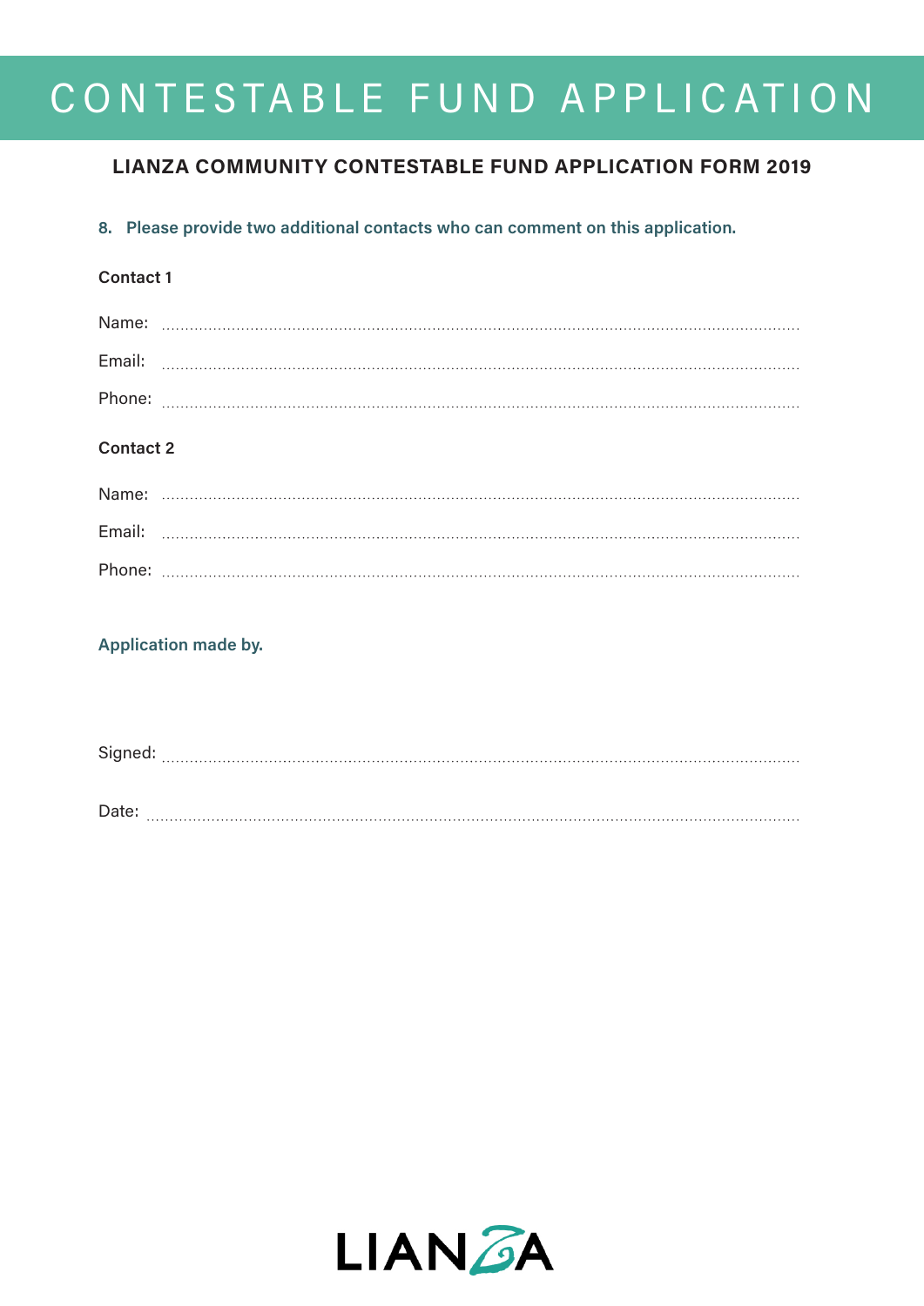# CONTESTABLE FUND APPLICATION

**LIANZA COMMUNITY CONTESTABLE FUND APPLICATION FORM 2019**

**8. Please provide two additional contacts who can comment on this application.**

**Contact 1**

Name: ..........................................................................................................................................

Email: ..........................................................................................................................................

Phone: ..........................................................................................................................................

**Contact 2**

Name: ..........................................................................................................................................

Email: ..........................................................................................................................................

Phone: ..........................................................................................................................................

**Application made by.**

Signed: ..........................................................................................................................................

Date: ..........................................................................................................................................

LIANZA